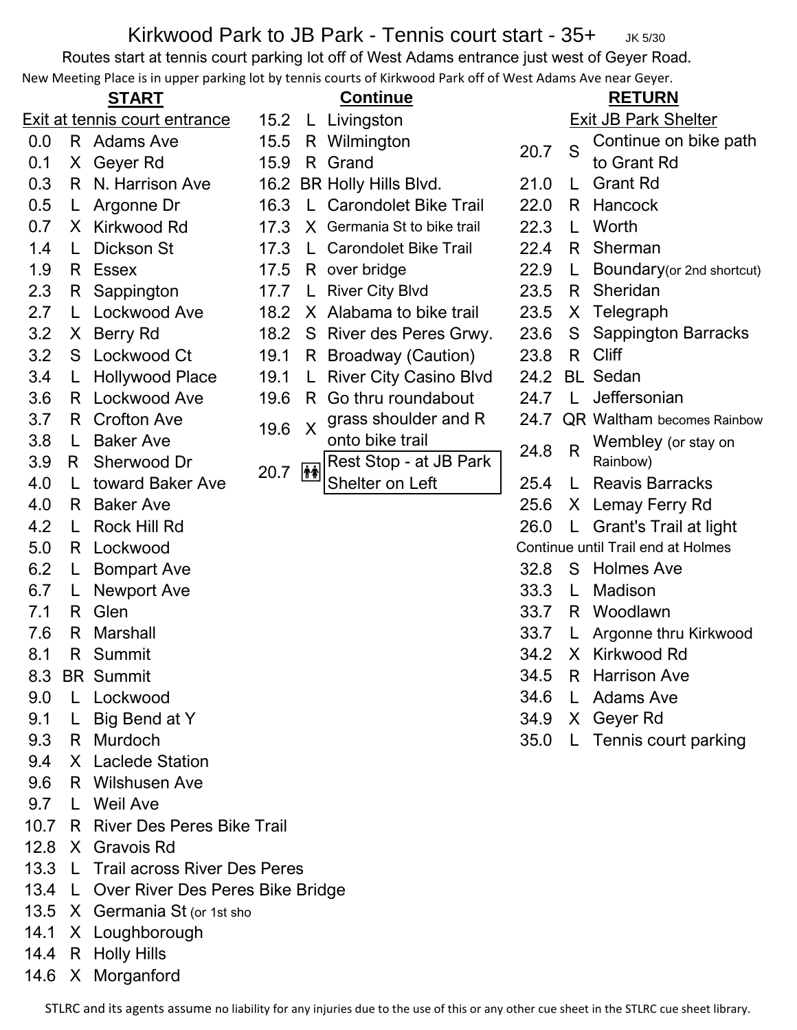# Kirkwood Park to JB Park - Tennis court start - 35+

JK 5/30

Routes start at tennis court parking lot off of West Adams entrance just west of Geyer Road.

New Meeting Place is in upper parking lot by tennis courts of Kirkwood Park off of West Adams Ave near Geyer.

## START

Exit at tennis court entrance

| Mile | Dir | Street |
|---|---|---|
| 0.0 | R | Adams Ave |
| 0.1 | X | Geyer Rd |
| 0.3 | R | N. Harrison Ave |
| 0.5 | L | Argonne Dr |
| 0.7 | X | Kirkwood Rd |
| 1.4 | L | Dickson St |
| 1.9 | R | Essex |
| 2.3 | R | Sappington |
| 2.7 | L | Lockwood Ave |
| 3.2 | X | Berry Rd |
| 3.2 | S | Lockwood Ct |
| 3.4 | L | Hollywood Place |
| 3.6 | R | Lockwood Ave |
| 3.7 | R | Crofton Ave |
| 3.8 | L | Baker Ave |
| 3.9 | R | Sherwood Dr |
| 4.0 | L | toward Baker Ave |
| 4.0 | R | Baker Ave |
| 4.2 | L | Rock Hill Rd |
| 5.0 | R | Lockwood |
| 6.2 | L | Bompart Ave |
| 6.7 | L | Newport Ave |
| 7.1 | R | Glen |
| 7.6 | R | Marshall |
| 8.1 | R | Summit |
| 8.3 | BR | Summit |
| 9.0 | L | Lockwood |
| 9.1 | L | Big Bend at Y |
| 9.3 | R | Murdoch |
| 9.4 | X | Laclede Station |
| 9.6 | R | Wilshusen Ave |
| 9.7 | L | Weil Ave |
| 10.7 | R | River Des Peres Bike Trail |
| 12.8 | X | Gravois Rd |
| 13.3 | L | Trail across River Des Peres |
| 13.4 | L | Over River Des Peres Bike Bridge |
| 13.5 | X | Germania St (or 1st sho |
| 14.1 | X | Loughborough |
| 14.4 | R | Holly Hills |
| 14.6 | X | Morganford |

## Continue

| Mile | Dir | Street |
|---|---|---|
| 15.2 | L | Livingston |
| 15.5 | R | Wilmington |
| 15.9 | R | Grand |
| 16.2 | BR | Holly Hills Blvd. |
| 16.3 | L | Carondolet Bike Trail |
| 17.3 | X | Germania St to bike trail |
| 17.3 | L | Carondolet Bike Trail |
| 17.5 | R | over bridge |
| 17.7 | L | River City Blvd |
| 18.2 | X | Alabama to bike trail |
| 18.2 | S | River des Peres Grwy. |
| 19.1 | R | Broadway (Caution) |
| 19.1 | L | River City Casino Blvd |
| 19.6 | R | Go thru roundabout |
| 19.6 | X | grass shoulder and R onto bike trail |
| 20.7 | Restroom | Rest Stop - at JB Park Shelter on Left |

## RETURN

Exit JB Park Shelter

| Mile | Dir | Street |
|---|---|---|
| 20.7 | S | Continue on bike path to Grant Rd |
| 21.0 | L | Grant Rd |
| 22.0 | R | Hancock |
| 22.3 | L | Worth |
| 22.4 | R | Sherman |
| 22.9 | L | Boundary (or 2nd shortcut) |
| 23.5 | R | Sheridan |
| 23.5 | X | Telegraph |
| 23.6 | S | Sappington Barracks |
| 23.8 | R | Cliff |
| 24.2 | BL | Sedan |
| 24.7 | L | Jeffersonian |
| 24.7 | QR | Waltham becomes Rainbow |
| 24.8 | R | Wembley (or stay on Rainbow) |
| 25.4 | L | Reavis Barracks |
| 25.6 | X | Lemay Ferry Rd |
| 26.0 | L | Grant's Trail at light |
| | | Continue until Trail end at Holmes |
| 32.8 | S | Holmes Ave |
| 33.3 | L | Madison |
| 33.7 | R | Woodlawn |
| 33.7 | L | Argonne thru Kirkwood |
| 34.2 | X | Kirkwood Rd |
| 34.5 | R | Harrison Ave |
| 34.6 | L | Adams Ave |
| 34.9 | X | Geyer Rd |
| 35.0 | L | Tennis court parking |

STLRC and its agents assume no liability for any injuries due to the use of this or any other cue sheet in the STLRC cue sheet library.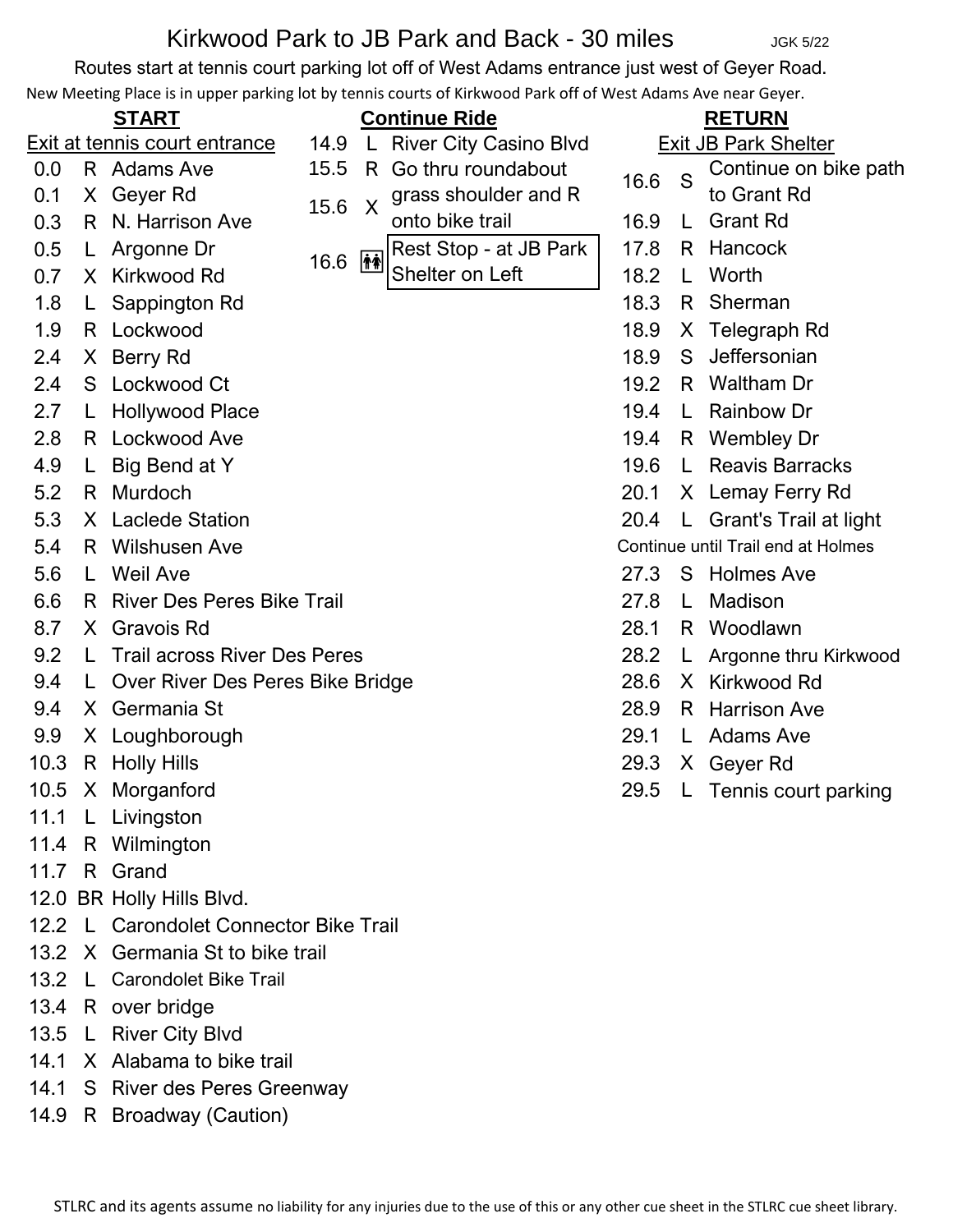# Kirkwood Park to JB Park and Back - 30 miles

JGK 5/22

Routes start at tennis court parking lot off of West Adams entrance just west of Geyer Road.

New Meeting Place is in upper parking lot by tennis courts of Kirkwood Park off of West Adams Ave near Geyer.

## START

Exit at tennis court entrance

| | | |
|---|---|---|
| 0.0 | R | Adams Ave |
| 0.1 | X | Geyer Rd |
| 0.3 | R | N. Harrison Ave |
| 0.5 | L | Argonne Dr |
| 0.7 | X | Kirkwood Rd |
| 1.8 | L | Sappington Rd |
| 1.9 | R | Lockwood |
| 2.4 | X | Berry Rd |
| 2.4 | S | Lockwood Ct |
| 2.7 | L | Hollywood Place |
| 2.8 | R | Lockwood Ave |
| 4.9 | L | Big Bend at Y |
| 5.2 | R | Murdoch |
| 5.3 | X | Laclede Station |
| 5.4 | R | Wilshusen Ave |
| 5.6 | L | Weil Ave |
| 6.6 | R | River Des Peres Bike Trail |
| 8.7 | X | Gravois Rd |
| 9.2 | L | Trail across River Des Peres |
| 9.4 | L | Over River Des Peres Bike Bridge |
| 9.4 | X | Germania St |
| 9.9 | X | Loughborough |
| 10.3 | R | Holly Hills |
| 10.5 | X | Morganford |
| 11.1 | L | Livingston |
| 11.4 | R | Wilmington |
| 11.7 | R | Grand |
| 12.0 | BR | Holly Hills Blvd. |
| 12.2 | L | Carondolet Connector Bike Trail |
| 13.2 | X | Germania St to bike trail |
| 13.2 | L | Carondolet Bike Trail |
| 13.4 | R | over bridge |
| 13.5 | L | River City Blvd |
| 14.1 | X | Alabama to bike trail |
| 14.1 | S | River des Peres Greenway |
| 14.9 | R | Broadway (Caution) |

## Continue Ride

| | | |
|---|---|---|
| 14.9 | L | River City Casino Blvd |
| 15.5 | R | Go thru roundabout |
| 15.6 | X | grass shoulder and R onto bike trail |
| 16.6 | | Rest Stop - at JB Park Shelter on Left |

## RETURN

Exit JB Park Shelter

| | | |
|---|---|---|
| 16.6 | S | Continue on bike path to Grant Rd |
| 16.9 | L | Grant Rd |
| 17.8 | R | Hancock |
| 18.2 | L | Worth |
| 18.3 | R | Sherman |
| 18.9 | X | Telegraph Rd |
| 18.9 | S | Jeffersonian |
| 19.2 | R | Waltham Dr |
| 19.4 | L | Rainbow Dr |
| 19.4 | R | Wembley Dr |
| 19.6 | L | Reavis Barracks |
| 20.1 | X | Lemay Ferry Rd |
| 20.4 | L | Grant's Trail at light |

Continue until Trail end at Holmes

| | | |
|---|---|---|
| 27.3 | S | Holmes Ave |
| 27.8 | L | Madison |
| 28.1 | R | Woodlawn |
| 28.2 | L | Argonne thru Kirkwood |
| 28.6 | X | Kirkwood Rd |
| 28.9 | R | Harrison Ave |
| 29.1 | L | Adams Ave |
| 29.3 | X | Geyer Rd |
| 29.5 | L | Tennis court parking |

STLRC and its agents assume no liability for any injuries due to the use of this or any other cue sheet in the STLRC cue sheet library.